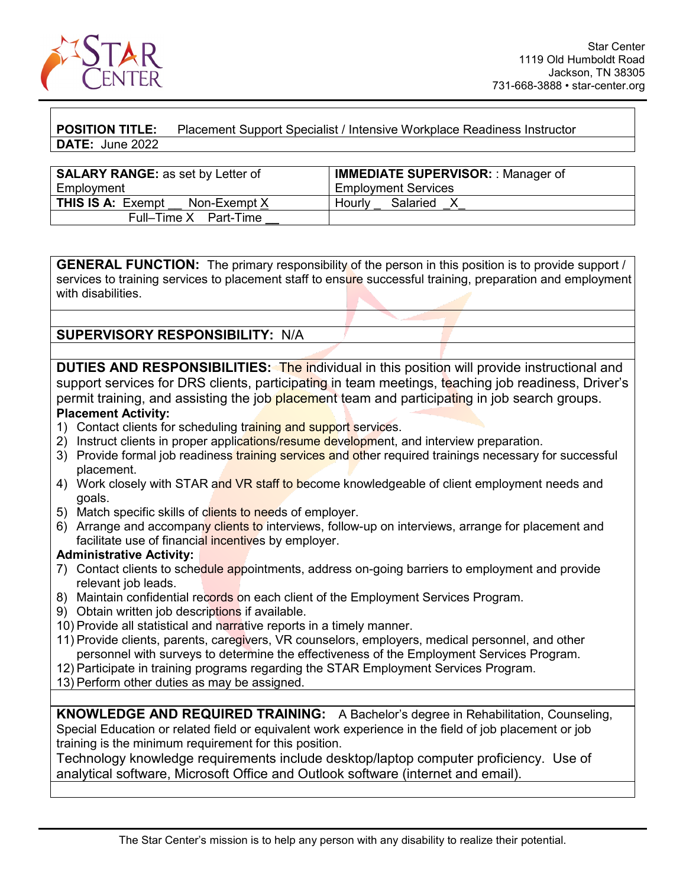Star Center
1119 Old Humboldt Road
Jackson, TN 38305
731-668-3888 • star-center.org

| **POSITION TITLE:** Placement Support Specialist / Intensive Workplace Readiness Instructor |
|---|
| **DATE:** June 2022 |

| **SALARY RANGE:** as set by Letter of Employment | **IMMEDIATE SUPERVISOR:** : Manager of Employment Services |
|---|---|
| **THIS IS A:** Exempt __ Non-Exempt X | Hourly _ Salaried _X_ |
| Full–Time X Part-Time __ | |

**GENERAL FUNCTION:** The primary responsibility of the person in this position is to provide support / services to training services to placement staff to ensure successful training, preparation and employment with disabilities.

**SUPERVISORY RESPONSIBILITY:** N/A

**DUTIES AND RESPONSIBILITIES:** The individual in this position will provide instructional and support services for DRS clients, participating in team meetings, teaching job readiness, Driver's permit training, and assisting the job placement team and participating in job search groups.

**Placement Activity:**

1) Contact clients for scheduling training and support services.
2) Instruct clients in proper applications/resume development, and interview preparation.
3) Provide formal job readiness training services and other required trainings necessary for successful placement.
4) Work closely with STAR and VR staff to become knowledgeable of client employment needs and goals.
5) Match specific skills of clients to needs of employer.
6) Arrange and accompany clients to interviews, follow-up on interviews, arrange for placement and facilitate use of financial incentives by employer.

**Administrative Activity:**

7) Contact clients to schedule appointments, address on-going barriers to employment and provide relevant job leads.
8) Maintain confidential records on each client of the Employment Services Program.
9) Obtain written job descriptions if available.
10) Provide all statistical and narrative reports in a timely manner.
11) Provide clients, parents, caregivers, VR counselors, employers, medical personnel, and other personnel with surveys to determine the effectiveness of the Employment Services Program.
12) Participate in training programs regarding the STAR Employment Services Program.
13) Perform other duties as may be assigned.

**KNOWLEDGE AND REQUIRED TRAINING:** A Bachelor's degree in Rehabilitation, Counseling, Special Education or related field or equivalent work experience in the field of job placement or job training is the minimum requirement for this position.

Technology knowledge requirements include desktop/laptop computer proficiency. Use of analytical software, Microsoft Office and Outlook software (internet and email).

The Star Center's mission is to help any person with any disability to realize their potential.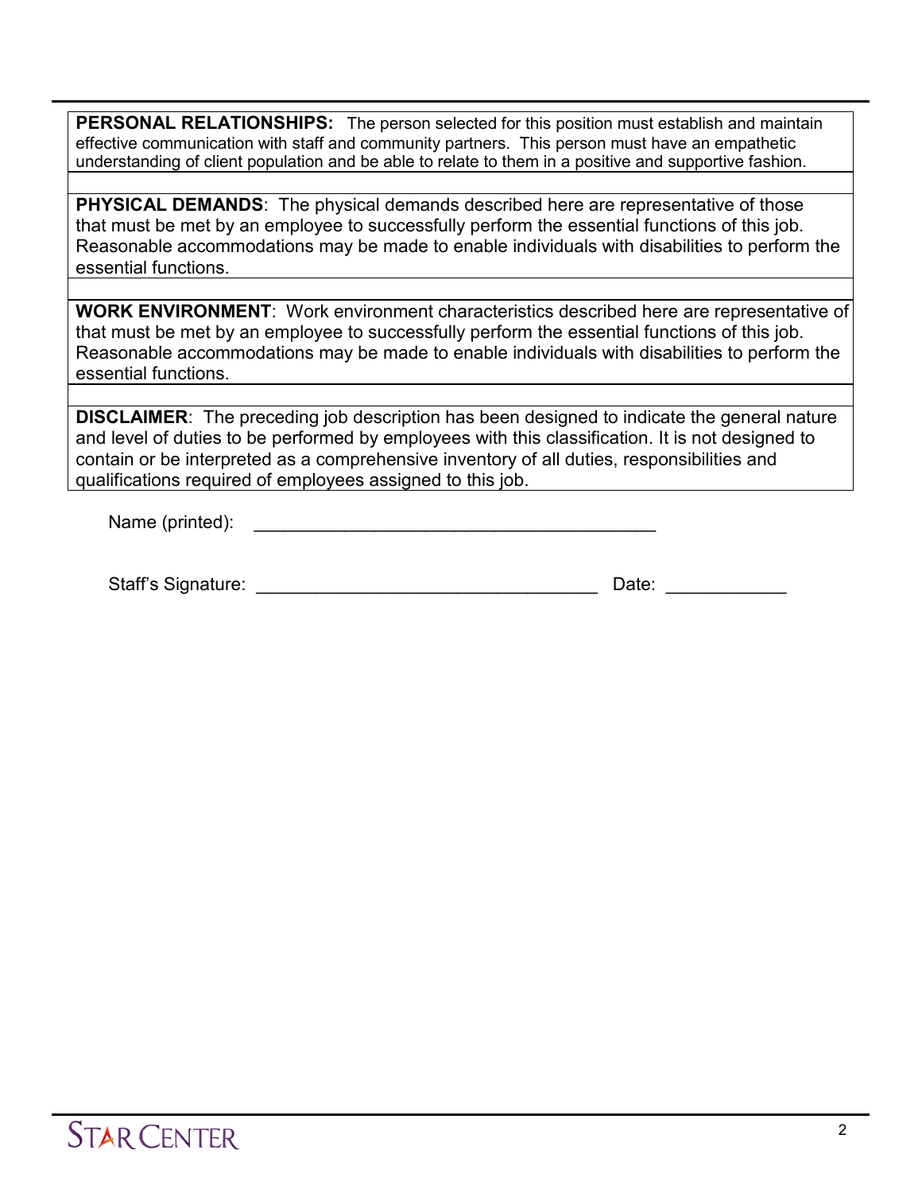**PERSONAL RELATIONSHIPS:** The person selected for this position must establish and maintain effective communication with staff and community partners. This person must have an empathetic understanding of client population and be able to relate to them in a positive and supportive fashion.

**PHYSICAL DEMANDS**: The physical demands described here are representative of those that must be met by an employee to successfully perform the essential functions of this job. Reasonable accommodations may be made to enable individuals with disabilities to perform the essential functions.

**WORK ENVIRONMENT**: Work environment characteristics described here are representative of that must be met by an employee to successfully perform the essential functions of this job. Reasonable accommodations may be made to enable individuals with disabilities to perform the essential functions.

**DISCLAIMER**: The preceding job description has been designed to indicate the general nature and level of duties to be performed by employees with this classification. It is not designed to contain or be interpreted as a comprehensive inventory of all duties, responsibilities and qualifications required of employees assigned to this job.

Name (printed): ________________________________________

Staff's Signature: __________________________________ Date: ____________